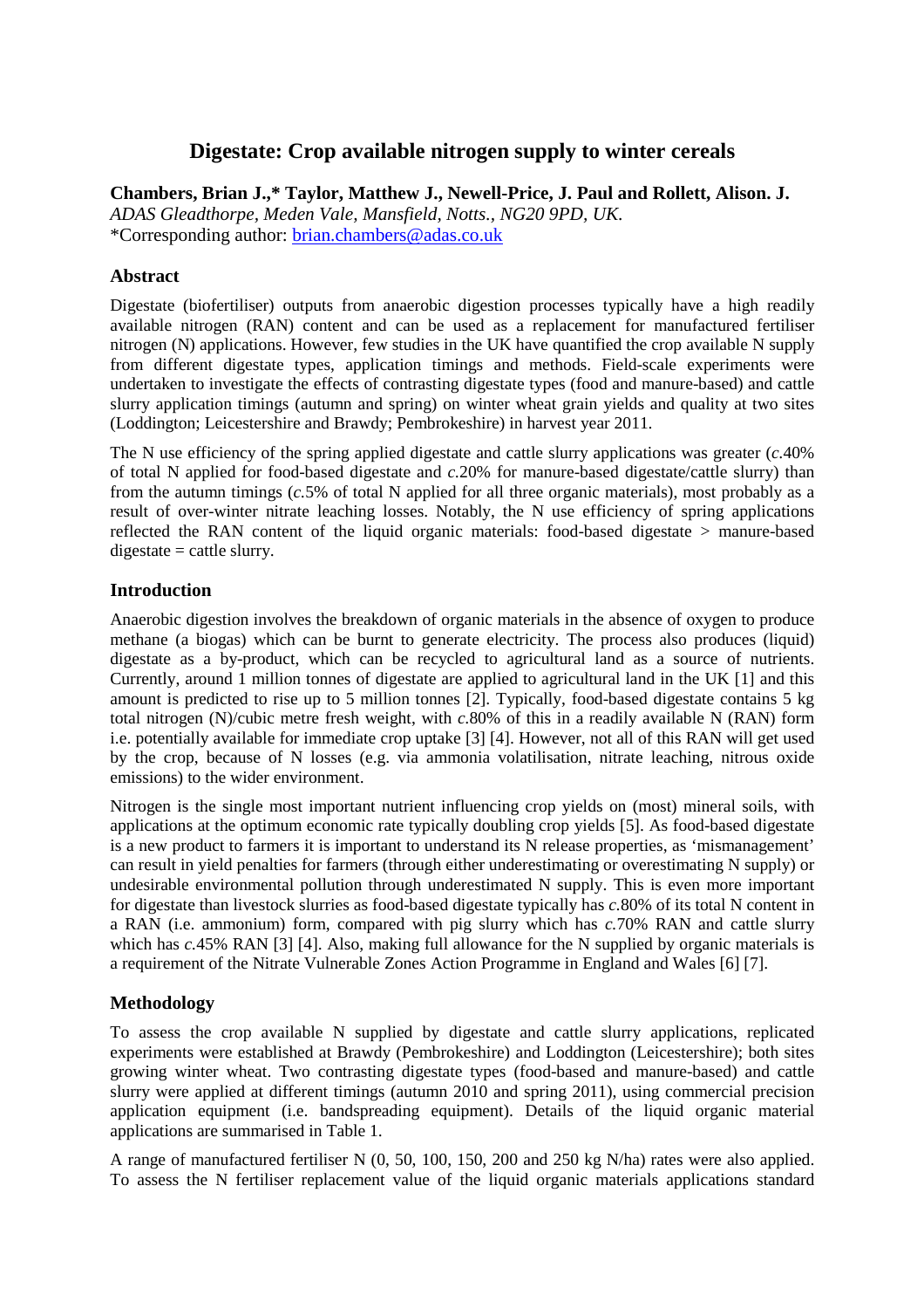# Digestate: Crop available nitrogen supply to winter cereals

**Chambers, Brian J.,* Taylor, Matthew J., Newell-Price, J. Paul and Rollett, Alison. J.**

*ADAS Gleadthorpe, Meden Vale, Mansfield, Notts., NG20 9PD, UK.*

*Corresponding author: brian.chambers@adas.co.uk

## Abstract

Digestate (biofertiliser) outputs from anaerobic digestion processes typically have a high readily available nitrogen (RAN) content and can be used as a replacement for manufactured fertiliser nitrogen (N) applications. However, few studies in the UK have quantified the crop available N supply from different digestate types, application timings and methods. Field-scale experiments were undertaken to investigate the effects of contrasting digestate types (food and manure-based) and cattle slurry application timings (autumn and spring) on winter wheat grain yields and quality at two sites (Loddington; Leicestershire and Brawdy; Pembrokeshire) in harvest year 2011.

The N use efficiency of the spring applied digestate and cattle slurry applications was greater (*c.*40% of total N applied for food-based digestate and *c.*20% for manure-based digestate/cattle slurry) than from the autumn timings (*c.*5% of total N applied for all three organic materials), most probably as a result of over-winter nitrate leaching losses. Notably, the N use efficiency of spring applications reflected the RAN content of the liquid organic materials: food-based digestate > manure-based digestate = cattle slurry.

## Introduction

Anaerobic digestion involves the breakdown of organic materials in the absence of oxygen to produce methane (a biogas) which can be burnt to generate electricity. The process also produces (liquid) digestate as a by-product, which can be recycled to agricultural land as a source of nutrients. Currently, around 1 million tonnes of digestate are applied to agricultural land in the UK [1] and this amount is predicted to rise up to 5 million tonnes [2]. Typically, food-based digestate contains 5 kg total nitrogen (N)/cubic metre fresh weight, with *c.*80% of this in a readily available N (RAN) form i.e. potentially available for immediate crop uptake [3] [4]. However, not all of this RAN will get used by the crop, because of N losses (e.g. via ammonia volatilisation, nitrate leaching, nitrous oxide emissions) to the wider environment.

Nitrogen is the single most important nutrient influencing crop yields on (most) mineral soils, with applications at the optimum economic rate typically doubling crop yields [5]. As food-based digestate is a new product to farmers it is important to understand its N release properties, as 'mismanagement' can result in yield penalties for farmers (through either underestimating or overestimating N supply) or undesirable environmental pollution through underestimated N supply. This is even more important for digestate than livestock slurries as food-based digestate typically has *c.*80% of its total N content in a RAN (i.e. ammonium) form, compared with pig slurry which has *c.*70% RAN and cattle slurry which has *c.*45% RAN [3] [4]. Also, making full allowance for the N supplied by organic materials is a requirement of the Nitrate Vulnerable Zones Action Programme in England and Wales [6] [7].

## Methodology

To assess the crop available N supplied by digestate and cattle slurry applications, replicated experiments were established at Brawdy (Pembrokeshire) and Loddington (Leicestershire); both sites growing winter wheat. Two contrasting digestate types (food-based and manure-based) and cattle slurry were applied at different timings (autumn 2010 and spring 2011), using commercial precision application equipment (i.e. bandspreading equipment). Details of the liquid organic material applications are summarised in Table 1.

A range of manufactured fertiliser N (0, 50, 100, 150, 200 and 250 kg N/ha) rates were also applied. To assess the N fertiliser replacement value of the liquid organic materials applications standard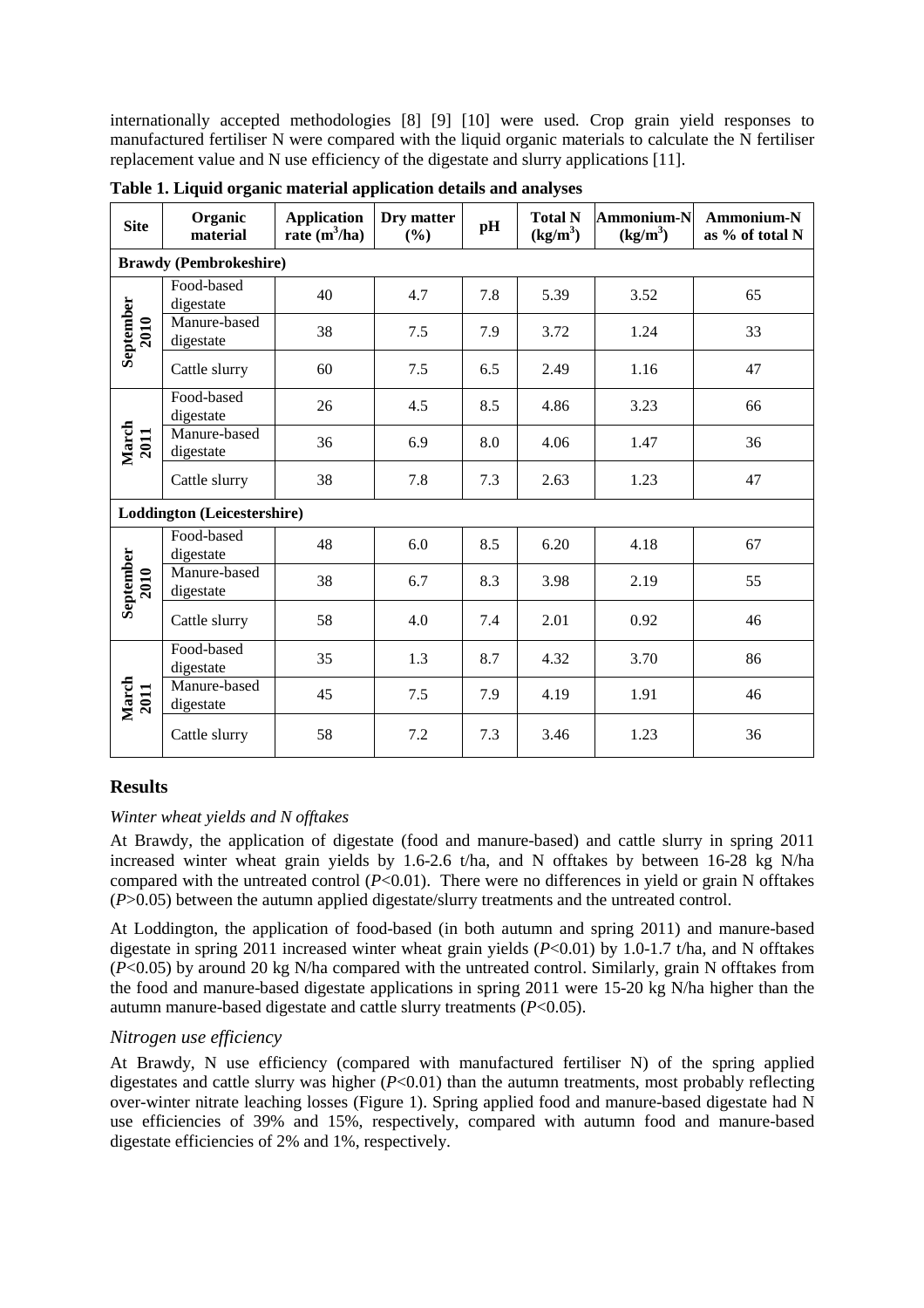internationally accepted methodologies [8] [9] [10] were used. Crop grain yield responses to manufactured fertiliser N were compared with the liquid organic materials to calculate the N fertiliser replacement value and N use efficiency of the digestate and slurry applications [11].

**Table 1. Liquid organic material application details and analyses**

| Site | Organic material | Application rate ($m^3$/ha) | Dry matter (%) | pH | Total N ($kg/m^3$) | Ammonium-N ($kg/m^3$) | Ammonium-N as % of total N |
|---|---|---|---|---|---|---|---|
| **Brawdy (Pembrokeshire)** | | | | | | | |
| September 2010 | Food-based digestate | 40 | 4.7 | 7.8 | 5.39 | 3.52 | 65 |
| | Manure-based digestate | 38 | 7.5 | 7.9 | 3.72 | 1.24 | 33 |
| | Cattle slurry | 60 | 7.5 | 6.5 | 2.49 | 1.16 | 47 |
| March 2011 | Food-based digestate | 26 | 4.5 | 8.5 | 4.86 | 3.23 | 66 |
| | Manure-based digestate | 36 | 6.9 | 8.0 | 4.06 | 1.47 | 36 |
| | Cattle slurry | 38 | 7.8 | 7.3 | 2.63 | 1.23 | 47 |
| **Loddington (Leicestershire)** | | | | | | | |
| September 2010 | Food-based digestate | 48 | 6.0 | 8.5 | 6.20 | 4.18 | 67 |
| | Manure-based digestate | 38 | 6.7 | 8.3 | 3.98 | 2.19 | 55 |
| | Cattle slurry | 58 | 4.0 | 7.4 | 2.01 | 0.92 | 46 |
| March 2011 | Food-based digestate | 35 | 1.3 | 8.7 | 4.32 | 3.70 | 86 |
| | Manure-based digestate | 45 | 7.5 | 7.9 | 4.19 | 1.91 | 46 |
| | Cattle slurry | 58 | 7.2 | 7.3 | 3.46 | 1.23 | 36 |

## Results

### *Winter wheat yields and N offtakes*

At Brawdy, the application of digestate (food and manure-based) and cattle slurry in spring 2011 increased winter wheat grain yields by 1.6-2.6 t/ha, and N offtakes by between 16-28 kg N/ha compared with the untreated control ($P$<0.01). There were no differences in yield or grain N offtakes ($P$>0.05) between the autumn applied digestate/slurry treatments and the untreated control.

At Loddington, the application of food-based (in both autumn and spring 2011) and manure-based digestate in spring 2011 increased winter wheat grain yields ($P$<0.01) by 1.0-1.7 t/ha, and N offtakes ($P$<0.05) by around 20 kg N/ha compared with the untreated control. Similarly, grain N offtakes from the food and manure-based digestate applications in spring 2011 were 15-20 kg N/ha higher than the autumn manure-based digestate and cattle slurry treatments ($P$<0.05).

### *Nitrogen use efficiency*

At Brawdy, N use efficiency (compared with manufactured fertiliser N) of the spring applied digestates and cattle slurry was higher ($P$<0.01) than the autumn treatments, most probably reflecting over-winter nitrate leaching losses (Figure 1). Spring applied food and manure-based digestate had N use efficiencies of 39% and 15%, respectively, compared with autumn food and manure-based digestate efficiencies of 2% and 1%, respectively.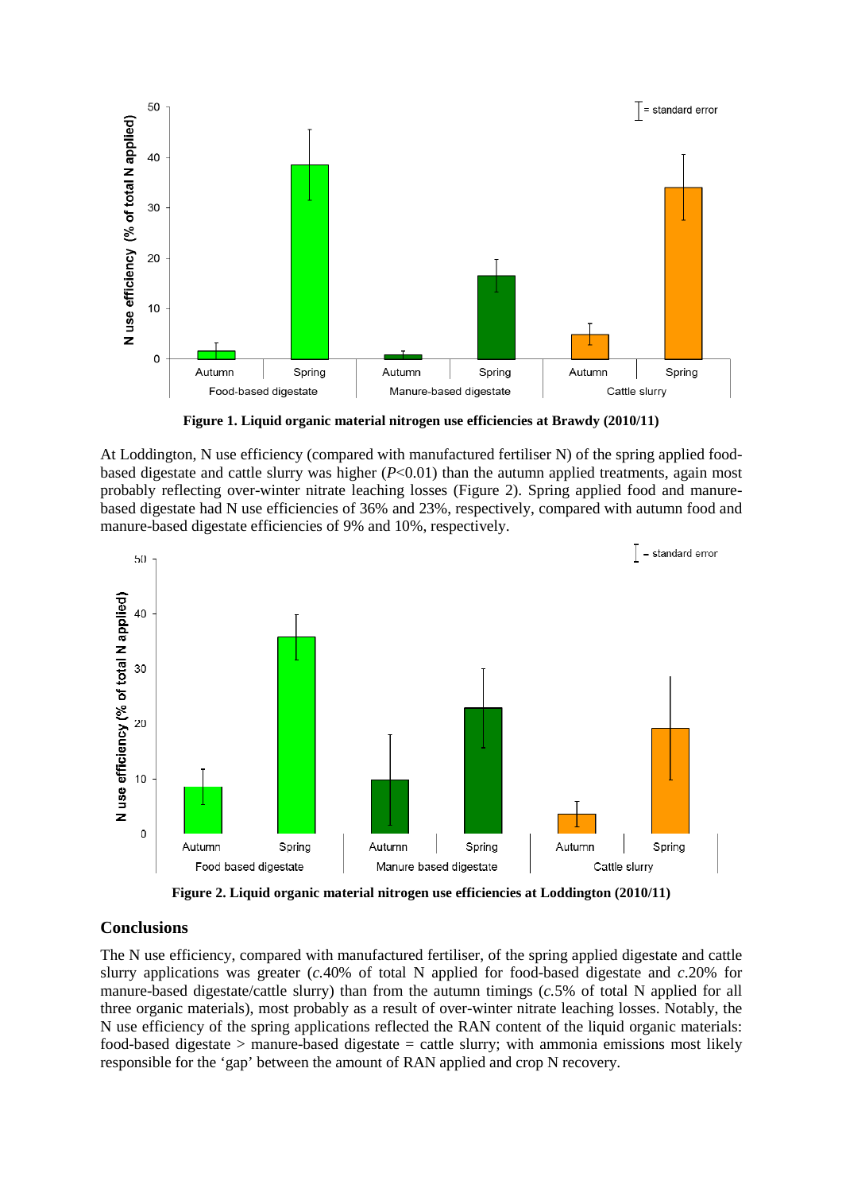**Figure 1. Liquid organic material nitrogen use efficiencies at Brawdy (2010/11)**

At Loddington, N use efficiency (compared with manufactured fertiliser N) of the spring applied food-based digestate and cattle slurry was higher ($P<0.01$) than the autumn applied treatments, again most probably reflecting over-winter nitrate leaching losses (Figure 2). Spring applied food and manure-based digestate had N use efficiencies of 36% and 23%, respectively, compared with autumn food and manure-based digestate efficiencies of 9% and 10%, respectively.

**Figure 2. Liquid organic material nitrogen use efficiencies at Loddington (2010/11)**

## Conclusions

The N use efficiency, compared with manufactured fertiliser, of the spring applied digestate and cattle slurry applications was greater (*c.*40% of total N applied for food-based digestate and *c.*20% for manure-based digestate/cattle slurry) than from the autumn timings (*c.*5% of total N applied for all three organic materials), most probably as a result of over-winter nitrate leaching losses. Notably, the N use efficiency of the spring applications reflected the RAN content of the liquid organic materials: food-based digestate > manure-based digestate = cattle slurry; with ammonia emissions most likely responsible for the 'gap' between the amount of RAN applied and crop N recovery.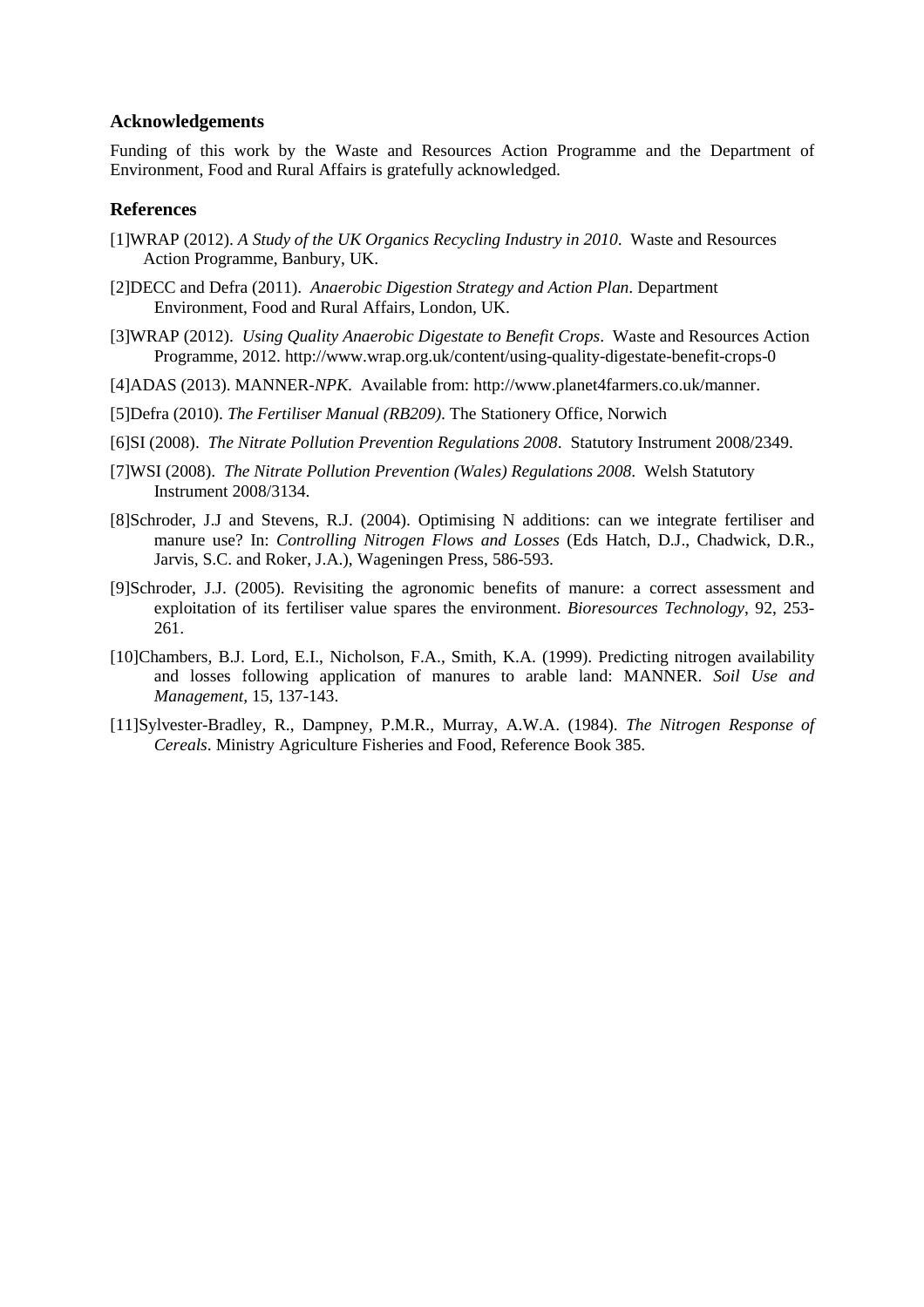## Acknowledgements

Funding of this work by the Waste and Resources Action Programme and the Department of Environment, Food and Rural Affairs is gratefully acknowledged.

## References

[1]WRAP (2012). *A Study of the UK Organics Recycling Industry in 2010*. Waste and Resources Action Programme, Banbury, UK.

[2]DECC and Defra (2011). *Anaerobic Digestion Strategy and Action Plan*. Department Environment, Food and Rural Affairs, London, UK.

[3]WRAP (2012). *Using Quality Anaerobic Digestate to Benefit Crops*. Waste and Resources Action Programme, 2012. http://www.wrap.org.uk/content/using-quality-digestate-benefit-crops-0

[4]ADAS (2013). MANNER-*NPK*. Available from: http://www.planet4farmers.co.uk/manner.

[5]Defra (2010). *The Fertiliser Manual (RB209)*. The Stationery Office, Norwich

[6]SI (2008). *The Nitrate Pollution Prevention Regulations 2008*. Statutory Instrument 2008/2349.

[7]WSI (2008). *The Nitrate Pollution Prevention (Wales) Regulations 2008*. Welsh Statutory Instrument 2008/3134.

[8]Schroder, J.J and Stevens, R.J. (2004). Optimising N additions: can we integrate fertiliser and manure use? In: *Controlling Nitrogen Flows and Losses* (Eds Hatch, D.J., Chadwick, D.R., Jarvis, S.C. and Roker, J.A.), Wageningen Press, 586-593.

[9]Schroder, J.J. (2005). Revisiting the agronomic benefits of manure: a correct assessment and exploitation of its fertiliser value spares the environment. *Bioresources Technology*, 92, 253-261.

[10]Chambers, B.J. Lord, E.I., Nicholson, F.A., Smith, K.A. (1999). Predicting nitrogen availability and losses following application of manures to arable land: MANNER. *Soil Use and Management*, 15, 137-143.

[11]Sylvester-Bradley, R., Dampney, P.M.R., Murray, A.W.A. (1984). *The Nitrogen Response of Cereals*. Ministry Agriculture Fisheries and Food, Reference Book 385.